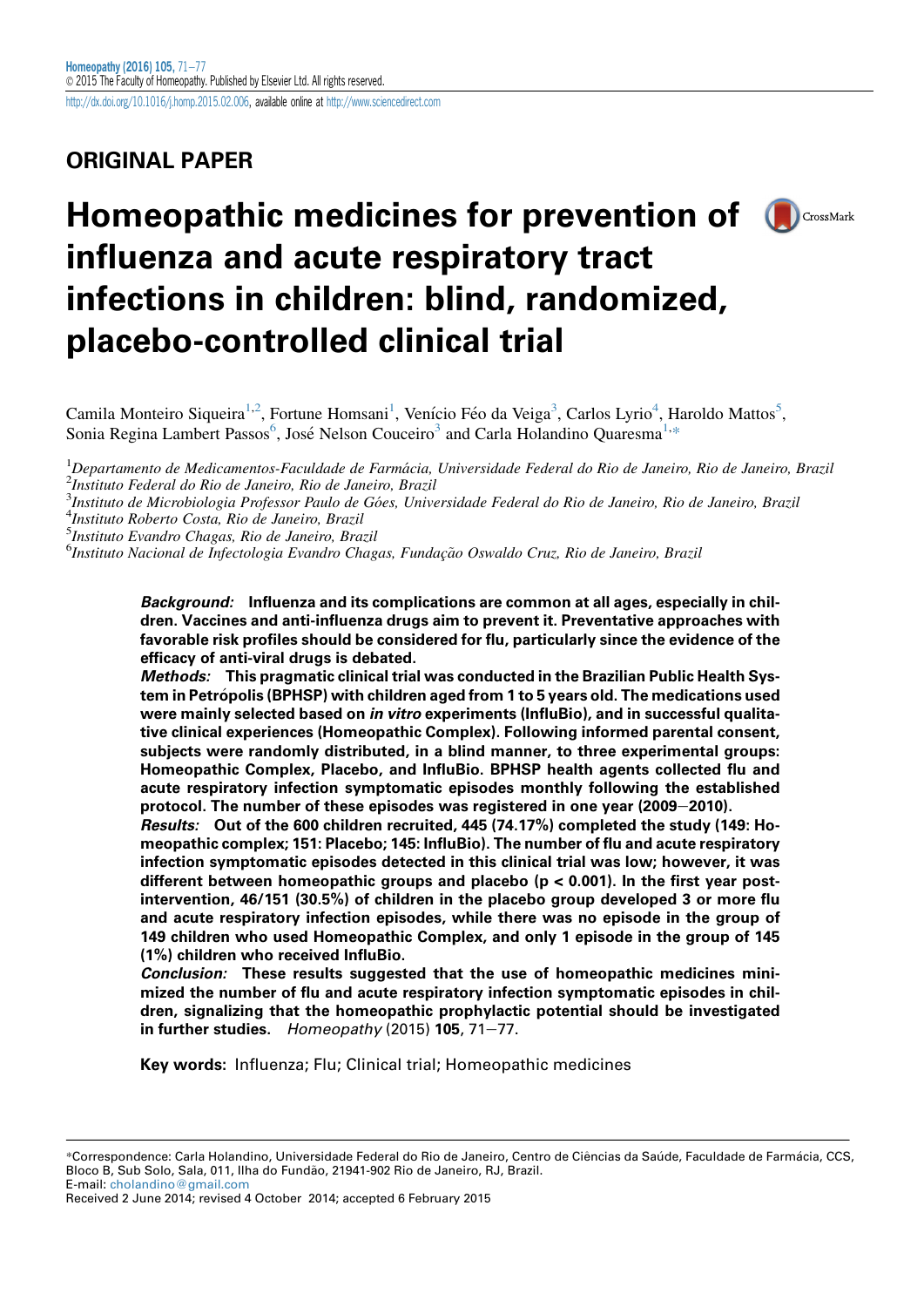ORIGINAL PAPER

# Homeopathic medicines for prevention of influenza and acute respiratory tract infections in children: blind, randomized, placebo-controlled clinical trial

Camila Monteiro Siqueira[1,2], Fortune Homsani[1], Venício Féo da Veiga[3], Carlos Lyrio[4], Haroldo Mattos[5], Sonia Regina Lambert Passos[6], José Nelson Couceiro[3] and Carla Holandino Quaresma[1,*]

[1]*Departamento de Medicamentos-Faculdade de Farmácia, Universidade Federal do Rio de Janeiro, Rio de Janeiro, Brazil*
[2]*Instituto Federal do Rio de Janeiro, Rio de Janeiro, Brazil*
[3]*Instituto de Microbiologia Professor Paulo de Góes, Universidade Federal do Rio de Janeiro, Rio de Janeiro, Brazil*
[4]*Instituto Roberto Costa, Rio de Janeiro, Brazil*
[5]*Instituto Evandro Chagas, Rio de Janeiro, Brazil*
[6]*Instituto Nacional de Infectologia Evandro Chagas, Fundação Oswaldo Cruz, Rio de Janeiro, Brazil*

***Background:*** **Influenza and its complications are common at all ages, especially in children. Vaccines and anti-influenza drugs aim to prevent it. Preventative approaches with favorable risk profiles should be considered for flu, particularly since the evidence of the efficacy of anti-viral drugs is debated.**

***Methods:*** **This pragmatic clinical trial was conducted in the Brazilian Public Health System in Petrópolis (BPHSP) with children aged from 1 to 5 years old. The medications used were mainly selected based on *in vitro* experiments (InfluBio), and in successful qualitative clinical experiences (Homeopathic Complex). Following informed parental consent, subjects were randomly distributed, in a blind manner, to three experimental groups: Homeopathic Complex, Placebo, and InfluBio. BPHSP health agents collected flu and acute respiratory infection symptomatic episodes monthly following the established protocol. The number of these episodes was registered in one year (2009–2010).**

***Results:*** **Out of the 600 children recruited, 445 (74.17%) completed the study (149: Homeopathic complex; 151: Placebo; 145: InfluBio). The number of flu and acute respiratory infection symptomatic episodes detected in this clinical trial was low; however, it was different between homeopathic groups and placebo ($p < 0.001$). In the first year post-intervention, 46/151 (30.5%) of children in the placebo group developed 3 or more flu and acute respiratory infection episodes, while there was no episode in the group of 149 children who used Homeopathic Complex, and only 1 episode in the group of 145 (1%) children who received InfluBio.**

***Conclusion:*** **These results suggested that the use of homeopathic medicines minimized the number of flu and acute respiratory infection symptomatic episodes in children, signalizing that the homeopathic prophylactic potential should be investigated in further studies.** *Homeopathy* (2015) **105**, 71–77.

**Key words:** Influenza; Flu; Clinical trial; Homeopathic medicines

*Correspondence: Carla Holandino, Universidade Federal do Rio de Janeiro, Centro de Ciências da Saúde, Faculdade de Farmácia, CCS, Bloco B, Sub Solo, Sala, 011, Ilha do Fundão, 21941-902 Rio de Janeiro, RJ, Brazil.
E-mail: cholandino@gmail.com
Received 2 June 2014; revised 4 October 2014; accepted 6 February 2015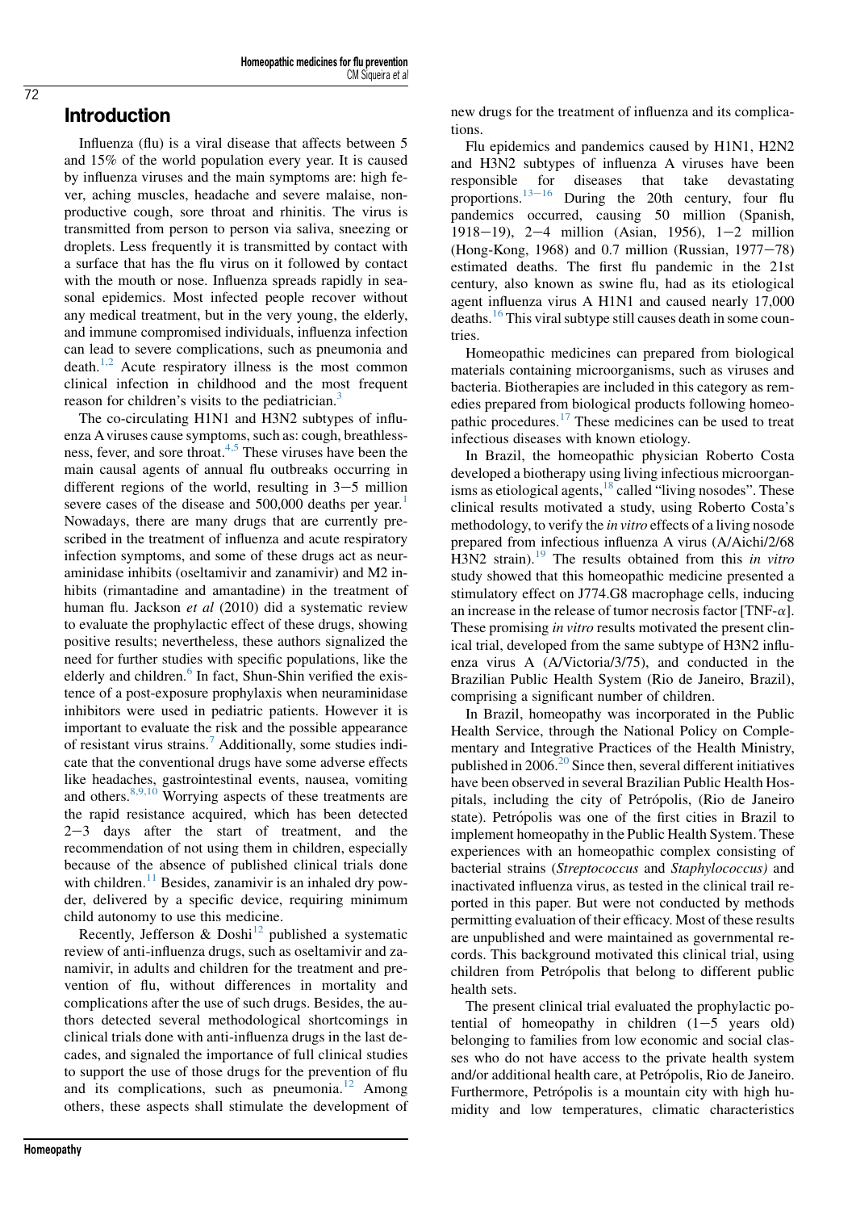## Introduction

Influenza (flu) is a viral disease that affects between 5 and 15% of the world population every year. It is caused by influenza viruses and the main symptoms are: high fever, aching muscles, headache and severe malaise, non-productive cough, sore throat and rhinitis. The virus is transmitted from person to person via saliva, sneezing or droplets. Less frequently it is transmitted by contact with a surface that has the flu virus on it followed by contact with the mouth or nose. Influenza spreads rapidly in seasonal epidemics. Most infected people recover without any medical treatment, but in the very young, the elderly, and immune compromised individuals, influenza infection can lead to severe complications, such as pneumonia and death.[1,2] Acute respiratory illness is the most common clinical infection in childhood and the most frequent reason for children's visits to the pediatrician.[3]

The co-circulating H1N1 and H3N2 subtypes of influenza A viruses cause symptoms, such as: cough, breathlessness, fever, and sore throat.[4,5] These viruses have been the main causal agents of annual flu outbreaks occurring in different regions of the world, resulting in 3−5 million severe cases of the disease and 500,000 deaths per year.[1] Nowadays, there are many drugs that are currently prescribed in the treatment of influenza and acute respiratory infection symptoms, and some of these drugs act as neuraminidase inhibits (oseltamivir and zanamivir) and M2 inhibits (rimantadine and amantadine) in the treatment of human flu. Jackson *et al* (2010) did a systematic review to evaluate the prophylactic effect of these drugs, showing positive results; nevertheless, these authors signalized the need for further studies with specific populations, like the elderly and children.[6] In fact, Shun-Shin verified the existence of a post-exposure prophylaxis when neuraminidase inhibitors were used in pediatric patients. However it is important to evaluate the risk and the possible appearance of resistant virus strains.[7] Additionally, some studies indicate that the conventional drugs have some adverse effects like headaches, gastrointestinal events, nausea, vomiting and others.[8,9,10] Worrying aspects of these treatments are the rapid resistance acquired, which has been detected 2−3 days after the start of treatment, and the recommendation of not using them in children, especially because of the absence of published clinical trials done with children.[11] Besides, zanamivir is an inhaled dry powder, delivered by a specific device, requiring minimum child autonomy to use this medicine.

Recently, Jefferson & Doshi[12] published a systematic review of anti-influenza drugs, such as oseltamivir and zanamivir, in adults and children for the treatment and prevention of flu, without differences in mortality and complications after the use of such drugs. Besides, the authors detected several methodological shortcomings in clinical trials done with anti-influenza drugs in the last decades, and signaled the importance of full clinical studies to support the use of those drugs for the prevention of flu and its complications, such as pneumonia.[12] Among others, these aspects shall stimulate the development of new drugs for the treatment of influenza and its complications.

Flu epidemics and pandemics caused by H1N1, H2N2 and H3N2 subtypes of influenza A viruses have been responsible for diseases that take devastating proportions.[13−16] During the 20th century, four flu pandemics occurred, causing 50 million (Spanish, 1918−19), 2−4 million (Asian, 1956), 1−2 million (Hong-Kong, 1968) and 0.7 million (Russian, 1977−78) estimated deaths. The first flu pandemic in the 21st century, also known as swine flu, had as its etiological agent influenza virus A H1N1 and caused nearly 17,000 deaths.[16] This viral subtype still causes death in some countries.

Homeopathic medicines can prepared from biological materials containing microorganisms, such as viruses and bacteria. Biotherapies are included in this category as remedies prepared from biological products following homeopathic procedures.[17] These medicines can be used to treat infectious diseases with known etiology.

In Brazil, the homeopathic physician Roberto Costa developed a biotherapy using living infectious microorganisms as etiological agents,[18] called "living nosodes". These clinical results motivated a study, using Roberto Costa's methodology, to verify the *in vitro* effects of a living nosode prepared from infectious influenza A virus (A/Aichi/2/68 H3N2 strain).[19] The results obtained from this *in vitro* study showed that this homeopathic medicine presented a stimulatory effect on J774.G8 macrophage cells, inducing an increase in the release of tumor necrosis factor [TNF-$\alpha$]. These promising *in vitro* results motivated the present clinical trial, developed from the same subtype of H3N2 influenza virus A (A/Victoria/3/75), and conducted in the Brazilian Public Health System (Rio de Janeiro, Brazil), comprising a significant number of children.

In Brazil, homeopathy was incorporated in the Public Health Service, through the National Policy on Complementary and Integrative Practices of the Health Ministry, published in 2006.[20] Since then, several different initiatives have been observed in several Brazilian Public Health Hospitals, including the city of Petrópolis, (Rio de Janeiro state). Petrópolis was one of the first cities in Brazil to implement homeopathy in the Public Health System. These experiences with an homeopathic complex consisting of bacterial strains (*Streptococcus* and *Staphylococcus)* and inactivated influenza virus, as tested in the clinical trail reported in this paper. But were not conducted by methods permitting evaluation of their efficacy. Most of these results are unpublished and were maintained as governmental records. This background motivated this clinical trial, using children from Petrópolis that belong to different public health sets.

The present clinical trial evaluated the prophylactic potential of homeopathy in children (1−5 years old) belonging to families from low economic and social classes who do not have access to the private health system and/or additional health care, at Petrópolis, Rio de Janeiro. Furthermore, Petrópolis is a mountain city with high humidity and low temperatures, climatic characteristics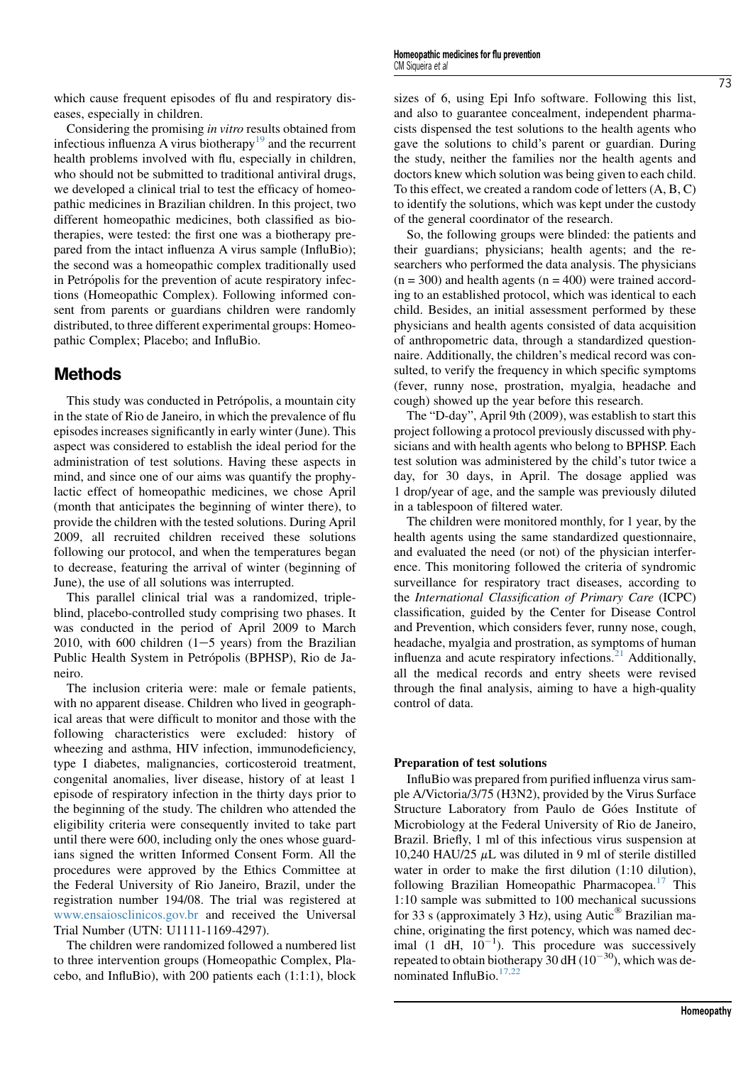which cause frequent episodes of flu and respiratory diseases, especially in children.

Considering the promising *in vitro* results obtained from infectious influenza A virus biotherapy[19] and the recurrent health problems involved with flu, especially in children, who should not be submitted to traditional antiviral drugs, we developed a clinical trial to test the efficacy of homeopathic medicines in Brazilian children. In this project, two different homeopathic medicines, both classified as biotherapies, were tested: the first one was a biotherapy prepared from the intact influenza A virus sample (InfluBio); the second was a homeopathic complex traditionally used in Petrópolis for the prevention of acute respiratory infections (Homeopathic Complex). Following informed consent from parents or guardians children were randomly distributed, to three different experimental groups: Homeopathic Complex; Placebo; and InfluBio.

## Methods

This study was conducted in Petrópolis, a mountain city in the state of Rio de Janeiro, in which the prevalence of flu episodes increases significantly in early winter (June). This aspect was considered to establish the ideal period for the administration of test solutions. Having these aspects in mind, and since one of our aims was quantify the prophylactic effect of homeopathic medicines, we chose April (month that anticipates the beginning of winter there), to provide the children with the tested solutions. During April 2009, all recruited children received these solutions following our protocol, and when the temperatures began to decrease, featuring the arrival of winter (beginning of June), the use of all solutions was interrupted.

This parallel clinical trial was a randomized, triple-blind, placebo-controlled study comprising two phases. It was conducted in the period of April 2009 to March 2010, with 600 children (1−5 years) from the Brazilian Public Health System in Petrópolis (BPHSP), Rio de Janeiro.

The inclusion criteria were: male or female patients, with no apparent disease. Children who lived in geographical areas that were difficult to monitor and those with the following characteristics were excluded: history of wheezing and asthma, HIV infection, immunodeficiency, type I diabetes, malignancies, corticosteroid treatment, congenital anomalies, liver disease, history of at least 1 episode of respiratory infection in the thirty days prior to the beginning of the study. The children who attended the eligibility criteria were consequently invited to take part until there were 600, including only the ones whose guardians signed the written Informed Consent Form. All the procedures were approved by the Ethics Committee at the Federal University of Rio Janeiro, Brazil, under the registration number 194/08. The trial was registered at www.ensaiosclinicos.gov.br and received the Universal Trial Number (UTN: U1111-1169-4297).

The children were randomized followed a numbered list to three intervention groups (Homeopathic Complex, Placebo, and InfluBio), with 200 patients each (1:1:1), block sizes of 6, using Epi Info software. Following this list, and also to guarantee concealment, independent pharmacists dispensed the test solutions to the health agents who gave the solutions to child's parent or guardian. During the study, neither the families nor the health agents and doctors knew which solution was being given to each child. To this effect, we created a random code of letters (A, B, C) to identify the solutions, which was kept under the custody of the general coordinator of the research.

So, the following groups were blinded: the patients and their guardians; physicians; health agents; and the researchers who performed the data analysis. The physicians (n = 300) and health agents (n = 400) were trained according to an established protocol, which was identical to each child. Besides, an initial assessment performed by these physicians and health agents consisted of data acquisition of anthropometric data, through a standardized questionnaire. Additionally, the children's medical record was consulted, to verify the frequency in which specific symptoms (fever, runny nose, prostration, myalgia, headache and cough) showed up the year before this research.

The "D-day", April 9th (2009), was establish to start this project following a protocol previously discussed with physicians and with health agents who belong to BPHSP. Each test solution was administered by the child's tutor twice a day, for 30 days, in April. The dosage applied was 1 drop/year of age, and the sample was previously diluted in a tablespoon of filtered water.

The children were monitored monthly, for 1 year, by the health agents using the same standardized questionnaire, and evaluated the need (or not) of the physician interference. This monitoring followed the criteria of syndromic surveillance for respiratory tract diseases, according to the *International Classification of Primary Care* (ICPC) classification, guided by the Center for Disease Control and Prevention, which considers fever, runny nose, cough, headache, myalgia and prostration, as symptoms of human influenza and acute respiratory infections.[21] Additionally, all the medical records and entry sheets were revised through the final analysis, aiming to have a high-quality control of data.

### Preparation of test solutions

InfluBio was prepared from purified influenza virus sample A/Victoria/3/75 (H3N2), provided by the Virus Surface Structure Laboratory from Paulo de Góes Institute of Microbiology at the Federal University of Rio de Janeiro, Brazil. Briefly, 1 ml of this infectious virus suspension at 10,240 HAU/25 $\mu$L was diluted in 9 ml of sterile distilled water in order to make the first dilution (1:10 dilution), following Brazilian Homeopathic Pharmacopea.[17] This 1:10 sample was submitted to 100 mechanical sucussions for 33 s (approximately 3 Hz), using Autic® Brazilian machine, originating the first potency, which was named decimal (1 dH, $10^{-1}$). This procedure was successively repeated to obtain biotherapy 30 dH ($10^{-30}$), which was denominated InfluBio.[17,22]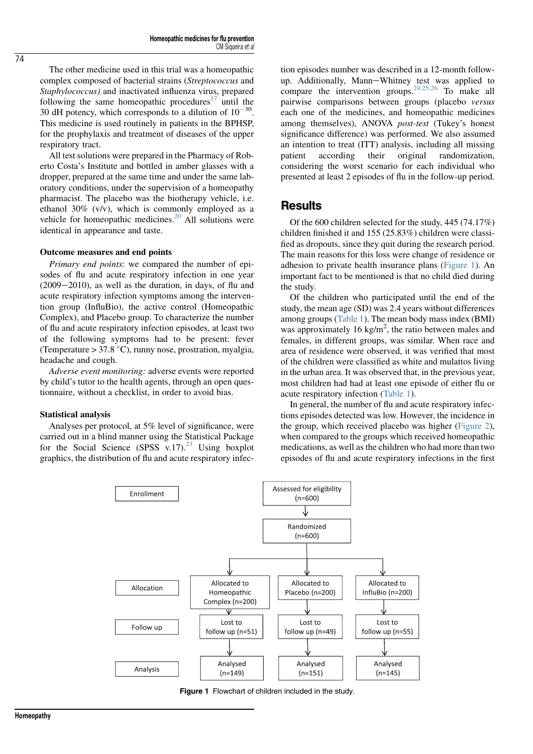The other medicine used in this trial was a homeopathic complex composed of bacterial strains (*Streptococcus* and *Staphylococcus)* and inactivated influenza virus, prepared following the same homeopathic procedures[17] until the 30 dH potency, which corresponds to a dilution of $10^{-30}$. This medicine is used routinely in patients in the BPHSP, for the prophylaxis and treatment of diseases of the upper respiratory tract.

All test solutions were prepared in the Pharmacy of Roberto Costa's Institute and bottled in amber glasses with a dropper, prepared at the same time and under the same laboratory conditions, under the supervision of a homeopathy pharmacist. The placebo was the biotherapy vehicle, i.e. ethanol 30% (v/v), which is commonly employed as a vehicle for homeopathic medicines.[20] All solutions were identical in appearance and taste.

### Outcome measures and end points

*Primary end points*: we compared the number of episodes of flu and acute respiratory infection in one year (2009−2010), as well as the duration, in days, of flu and acute respiratory infection symptoms among the intervention group (InfluBio), the active control (Homeopathic Complex), and Placebo group. To characterize the number of flu and acute respiratory infection episodes, at least two of the following symptoms had to be present: fever (Temperature > 37.8 °C), runny nose, prostration, myalgia, headache and cough.

*Adverse event monitoring:* adverse events were reported by child's tutor to the health agents, through an open questionnaire, without a checklist, in order to avoid bias.

### Statistical analysis

Analyses per protocol, at 5% level of significance, were carried out in a blind manner using the Statistical Package for the Social Science (SPSS v.17).[23] Using boxplot graphics, the distribution of flu and acute respiratory infection episodes number was described in a 12-month follow-up. Additionally, Mann−Whitney test was applied to compare the intervention groups.[24,25,26] To make all pairwise comparisons between groups (placebo *versus* each one of the medicines, and homeopathic medicines among themselves), ANOVA *post-test* (Tukey's honest significance difference) was performed. We also assumed an intention to treat (ITT) analysis, including all missing patient according their original randomization, considering the worst scenario for each individual who presented at least 2 episodes of flu in the follow-up period.

## Results

Of the 600 children selected for the study, 445 (74.17%) children finished it and 155 (25.83%) children were classified as dropouts, since they quit during the research period. The main reasons for this loss were change of residence or adhesion to private health insurance plans (Figure 1). An important fact to be mentioned is that no child died during the study.

Of the children who participated until the end of the study, the mean age (SD) was 2.4 years without differences among groups (Table 1). The mean body mass index (BMI) was approximately 16 kg/m$^2$, the ratio between males and females, in different groups, was similar. When race and area of residence were observed, it was verified that most of the children were classified as white and mulattos living in the urban area. It was observed that, in the previous year, most children had had at least one episode of either flu or acute respiratory infection (Table 1).

In general, the number of flu and acute respiratory infections episodes detected was low. However, the incidence in the group, which received placebo was higher (Figure 2), when compared to the groups which received homeopathic medications, as well as the children who had more than two episodes of flu and acute respiratory infections in the first

| Stage | Homeopathic Complex | Placebo | InfluBio |
|---|---|---|---|
| Enrollment | Assessed for eligibility (n=600) → Randomized (n=600) | | |
| Allocation | Allocated to Homeopathic Complex (n=200) | Allocated to Placebo (n=200) | Allocated to InfluBio (n=200) |
| Follow up | Lost to follow up (n=51) | Lost to follow up (n=49) | Lost to follow up (n=55) |
| Analysis | Analysed (n=149) | Analysed (n=151) | Analysed (n=145) |

**Figure 1** Flowchart of children included in the study.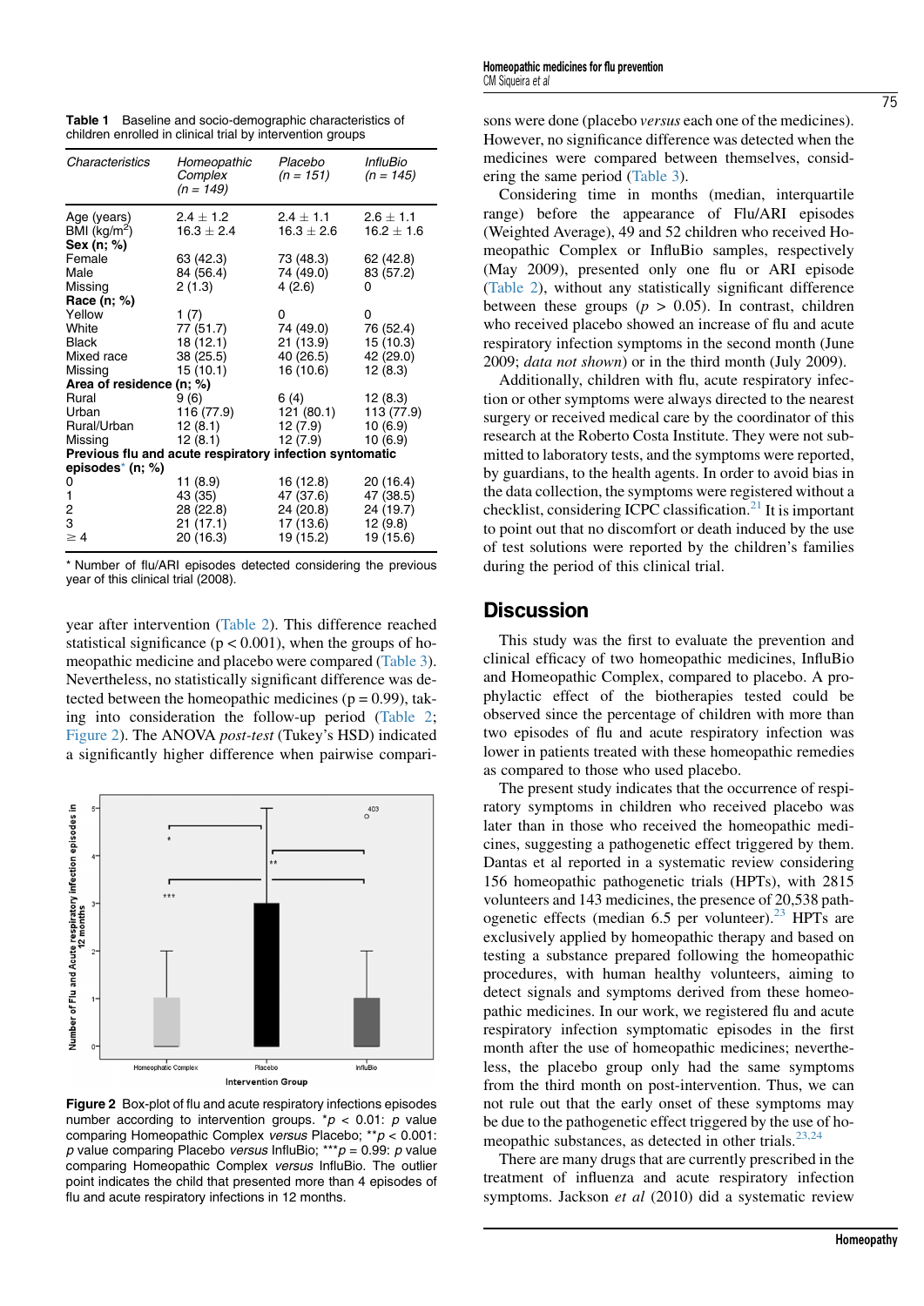**Table 1** Baseline and socio-demographic characteristics of children enrolled in clinical trial by intervention groups

| Characteristics | Homeopathic Complex (n = 149) | Placebo (n = 151) | InfluBio (n = 145) |
|---|---|---|---|
| Age (years) | 2.4 ± 1.2 | 2.4 ± 1.1 | 2.6 ± 1.1 |
| BMI (kg/m$^2$) | 16.3 ± 2.4 | 16.3 ± 2.6 | 16.2 ± 1.6 |
| **Sex (n; %)** | | | |
| Female | 63 (42.3) | 73 (48.3) | 62 (42.8) |
| Male | 84 (56.4) | 74 (49.0) | 83 (57.2) |
| Missing | 2 (1.3) | 4 (2.6) | 0 |
| **Race (n; %)** | | | |
| Yellow | 1 (7) | 0 | 0 |
| White | 77 (51.7) | 74 (49.0) | 76 (52.4) |
| Black | 18 (12.1) | 21 (13.9) | 15 (10.3) |
| Mixed race | 38 (25.5) | 40 (26.5) | 42 (29.0) |
| Missing | 15 (10.1) | 16 (10.6) | 12 (8.3) |
| **Area of residence (n; %)** | | | |
| Rural | 9 (6) | 6 (4) | 12 (8.3) |
| Urban | 116 (77.9) | 121 (80.1) | 113 (77.9) |
| Rural/Urban | 12 (8.1) | 12 (7.9) | 10 (6.9) |
| Missing | 12 (8.1) | 12 (7.9) | 10 (6.9) |
| **Previous flu and acute respiratory infection syntomatic episodes* (n; %)** | | | |
| 0 | 11 (8.9) | 16 (12.8) | 20 (16.4) |
| 1 | 43 (35) | 47 (37.6) | 47 (38.5) |
| 2 | 28 (22.8) | 24 (20.8) | 24 (19.7) |
| 3 | 21 (17.1) | 17 (13.6) | 12 (9.8) |
| ≥ 4 | 20 (16.3) | 19 (15.2) | 19 (15.6) |

* Number of flu/ARI episodes detected considering the previous year of this clinical trial (2008).

year after intervention (Table 2). This difference reached statistical significance ($p < 0.001$), when the groups of homeopathic medicine and placebo were compared (Table 3). Nevertheless, no statistically significant difference was detected between the homeopathic medicines ($p = 0.99$), taking into consideration the follow-up period (Table 2; Figure 2). The ANOVA *post-test* (Tukey's HSD) indicated a significantly higher difference when pairwise comparisons were done (placebo *versus* each one of the medicines). However, no significance difference was detected when the medicines were compared between themselves, considering the same period (Table 3).

**Figure 2** Box-plot of flu and acute respiratory infections episodes number according to intervention groups. $^{*}p < 0.01$: $p$ value comparing Homeopathic Complex *versus* Placebo; $^{**}p < 0.001$: $p$ value comparing Placebo *versus* InfluBio; $^{***}p = 0.99$: $p$ value comparing Homeopathic Complex *versus* InfluBio. The outlier point indicates the child that presented more than 4 episodes of flu and acute respiratory infections in 12 months.

Considering time in months (median, interquartile range) before the appearance of Flu/ARI episodes (Weighted Average), 49 and 52 children who received Homeopathic Complex or InfluBio samples, respectively (May 2009), presented only one flu or ARI episode (Table 2), without any statistically significant difference between these groups ($p > 0.05$). In contrast, children who received placebo showed an increase of flu and acute respiratory infection symptoms in the second month (June 2009; *data not shown*) or in the third month (July 2009).

Additionally, children with flu, acute respiratory infection or other symptoms were always directed to the nearest surgery or received medical care by the coordinator of this research at the Roberto Costa Institute. They were not submitted to laboratory tests, and the symptoms were reported, by guardians, to the health agents. In order to avoid bias in the data collection, the symptoms were registered without a checklist, considering ICPC classification.[21] It is important to point out that no discomfort or death induced by the use of test solutions were reported by the children's families during the period of this clinical trial.

## Discussion

This study was the first to evaluate the prevention and clinical efficacy of two homeopathic medicines, InfluBio and Homeopathic Complex, compared to placebo. A prophylactic effect of the biotherapies tested could be observed since the percentage of children with more than two episodes of flu and acute respiratory infection was lower in patients treated with these homeopathic remedies as compared to those who used placebo.

The present study indicates that the occurrence of respiratory symptoms in children who received placebo was later than in those who received the homeopathic medicines, suggesting a pathogenetic effect triggered by them. Dantas et al reported in a systematic review considering 156 homeopathic pathogenetic trials (HPTs), with 2815 volunteers and 143 medicines, the presence of 20,538 pathogenetic effects (median 6.5 per volunteer).[23] HPTs are exclusively applied by homeopathic therapy and based on testing a substance prepared following the homeopathic procedures, with human healthy volunteers, aiming to detect signals and symptoms derived from these homeopathic medicines. In our work, we registered flu and acute respiratory infection symptomatic episodes in the first month after the use of homeopathic medicines; nevertheless, the placebo group only had the same symptoms from the third month on post-intervention. Thus, we can not rule out that the early onset of these symptoms may be due to the pathogenetic effect triggered by the use of homeopathic substances, as detected in other trials.[23,24]

There are many drugs that are currently prescribed in the treatment of influenza and acute respiratory infection symptoms. Jackson *et al* (2010) did a systematic review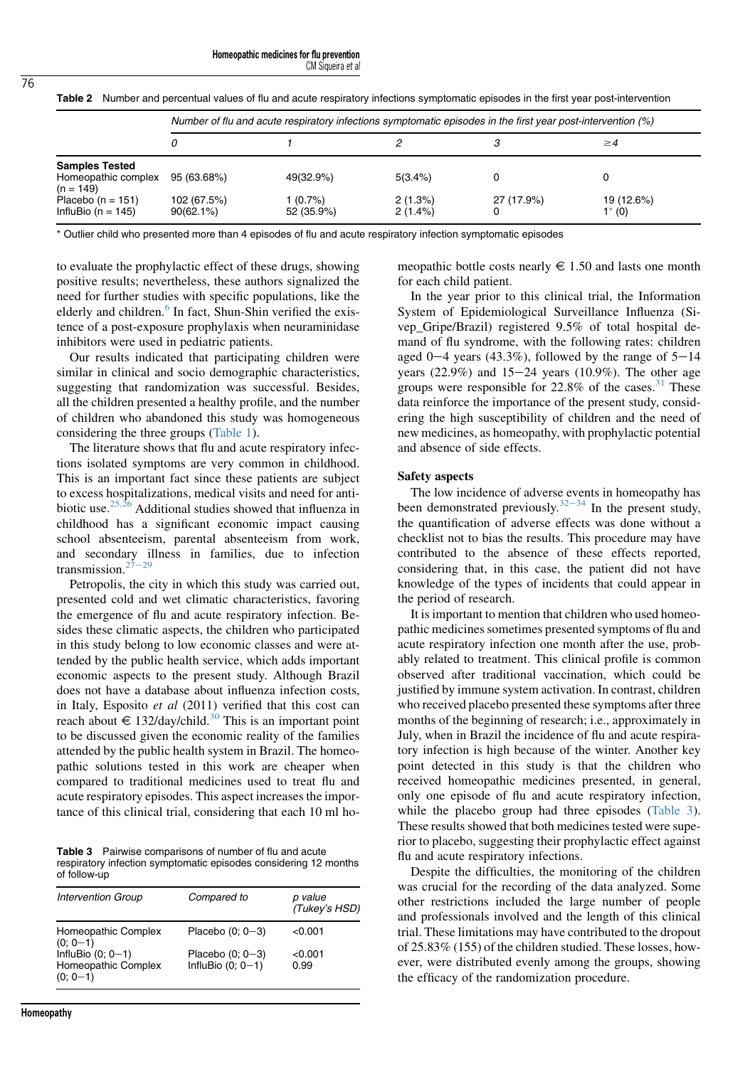**Table 2** Number and percentual values of flu and acute respiratory infections symptomatic episodes in the first year post-intervention

| | *Number of flu and acute respiratory infections symptomatic episodes in the first year post-intervention (%)* | | | | |
|---|---|---|---|---|---|
| | *0* | *1* | *2* | *3* | *≥4* |
| **Samples Tested** | | | | | |
| Homeopathic complex (n = 149) | 95 (63.68%) | 49(32.9%) | 5(3.4%) | 0 | 0 |
| Placebo (n = 151) | 102 (67.5%) | 1 (0.7%) | 2 (1.3%) | 27 (17.9%) | 19 (12.6%) |
| InfluBio (n = 145) | 90(62.1%) | 52 (35.9%) | 2 (1.4%) | 0 | 1* (0) |

* Outlier child who presented more than 4 episodes of flu and acute respiratory infection symptomatic episodes

to evaluate the prophylactic effect of these drugs, showing positive results; nevertheless, these authors signalized the need for further studies with specific populations, like the elderly and children.[6] In fact, Shun-Shin verified the existence of a post-exposure prophylaxis when neuraminidase inhibitors were used in pediatric patients.

Our results indicated that participating children were similar in clinical and socio demographic characteristics, suggesting that randomization was successful. Besides, all the children presented a healthy profile, and the number of children who abandoned this study was homogeneous considering the three groups (Table 1).

The literature shows that flu and acute respiratory infections isolated symptoms are very common in childhood. This is an important fact since these patients are subject to excess hospitalizations, medical visits and need for antibiotic use.[25,26] Additional studies showed that influenza in childhood has a significant economic impact causing school absenteeism, parental absenteeism from work, and secondary illness in families, due to infection transmission.[27–29]

Petropolis, the city in which this study was carried out, presented cold and wet climatic characteristics, favoring the emergence of flu and acute respiratory infection. Besides these climatic aspects, the children who participated in this study belong to low economic classes and were attended by the public health service, which adds important economic aspects to the present study. Although Brazil does not have a database about influenza infection costs, in Italy, Esposito *et al* (2011) verified that this cost can reach about € 132/day/child.[30] This is an important point to be discussed given the economic reality of the families attended by the public health system in Brazil. The homeopathic solutions tested in this work are cheaper when compared to traditional medicines used to treat flu and acute respiratory episodes. This aspect increases the importance of this clinical trial, considering that each 10 ml homeopathic bottle costs nearly € 1.50 and lasts one month for each child patient.

In the year prior to this clinical trial, the Information System of Epidemiological Surveillance Influenza (Sivep_Gripe/Brazil) registered 9.5% of total hospital demand of flu syndrome, with the following rates: children aged 0–4 years (43.3%), followed by the range of 5–14 years (22.9%) and 15–24 years (10.9%). The other age groups were responsible for 22.8% of the cases.[31] These data reinforce the importance of the present study, considering the high susceptibility of children and the need of new medicines, as homeopathy, with prophylactic potential and absence of side effects.

### Safety aspects

The low incidence of adverse events in homeopathy has been demonstrated previously.[32–34] In the present study, the quantification of adverse effects was done without a checklist not to bias the results. This procedure may have contributed to the absence of these effects reported, considering that, in this case, the patient did not have knowledge of the types of incidents that could appear in the period of research.

It is important to mention that children who used homeopathic medicines sometimes presented symptoms of flu and acute respiratory infection one month after the use, probably related to treatment. This clinical profile is common observed after traditional vaccination, which could be justified by immune system activation. In contrast, children who received placebo presented these symptoms after three months of the beginning of research; i.e., approximately in July, when in Brazil the incidence of flu and acute respiratory infection is high because of the winter. Another key point detected in this study is that the children who received homeopathic medicines presented, in general, only one episode of flu and acute respiratory infection, while the placebo group had three episodes (Table 3). These results showed that both medicines tested were superior to placebo, suggesting their prophylactic effect against flu and acute respiratory infections.

**Table 3** Pairwise comparisons of number of flu and acute respiratory infection symptomatic episodes considering 12 months of follow-up

| *Intervention Group* | *Compared to* | *p value (Tukey's HSD)* |
|---|---|---|
| Homeopathic Complex (0; 0–1) | Placebo (0; 0–3) | <0.001 |
| InfluBio (0; 0–1) | Placebo (0; 0–3) | <0.001 |
| Homeopathic Complex (0; 0–1) | InfluBio (0; 0–1) | 0.99 |

Despite the difficulties, the monitoring of the children was crucial for the recording of the data analyzed. Some other restrictions included the large number of people and professionals involved and the length of this clinical trial. These limitations may have contributed to the dropout of 25.83% (155) of the children studied. These losses, however, were distributed evenly among the groups, showing the efficacy of the randomization procedure.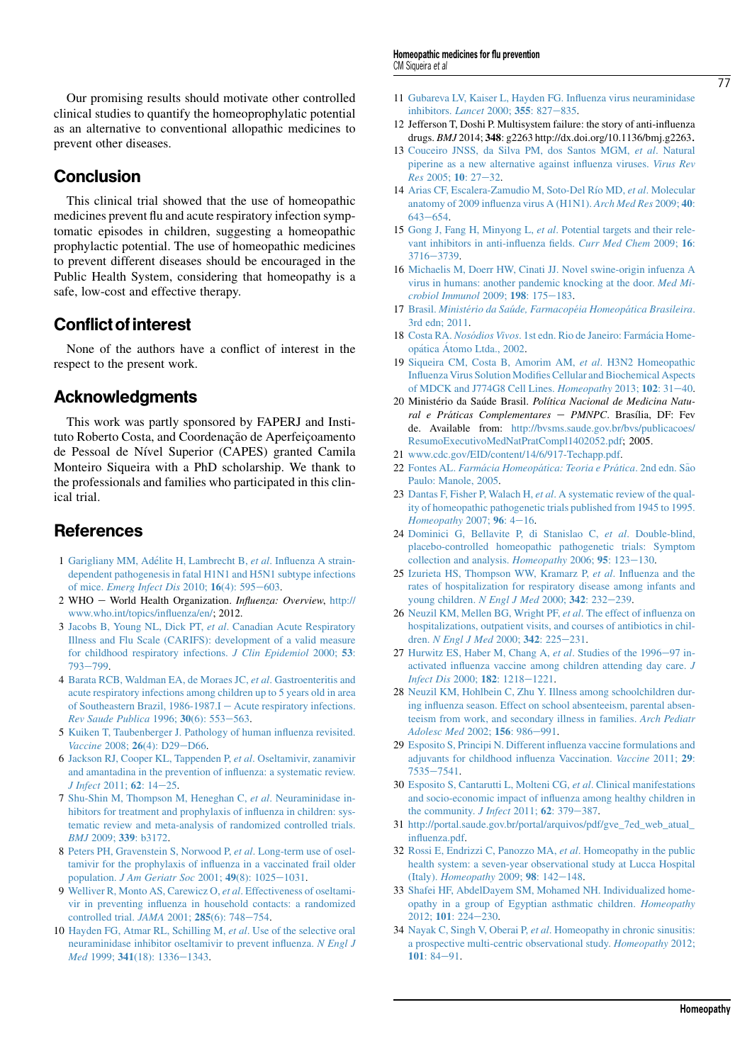Our promising results should motivate other controlled clinical studies to quantify the homeoprophylatic potential as an alternative to conventional allopathic medicines to prevent other diseases.

## Conclusion

This clinical trial showed that the use of homeopathic medicines prevent flu and acute respiratory infection symptomatic episodes in children, suggesting a homeopathic prophylactic potential. The use of homeopathic medicines to prevent different diseases should be encouraged in the Public Health System, considering that homeopathy is a safe, low-cost and effective therapy.

## Conflict of interest

None of the authors have a conflict of interest in the respect to the present work.

## Acknowledgments

This work was partly sponsored by FAPERJ and Instituto Roberto Costa, and Coordenação de Aperfeiçoamento de Pessoal de Nível Superior (CAPES) granted Camila Monteiro Siqueira with a PhD scholarship. We thank to the professionals and families who participated in this clinical trial.

## References

1. Garigliany MM, Adélite H, Lambrecht B, *et al*. Influenza A strain-dependent pathogenesis in fatal H1N1 and H5N1 subtype infections of mice. *Emerg Infect Dis* 2010; **16**(4): 595−603.
2. WHO − World Health Organization. *Influenza: Overview*, http://www.who.int/topics/influenza/en/; 2012.
3. Jacobs B, Young NL, Dick PT, *et al*. Canadian Acute Respiratory Illness and Flu Scale (CARIFS): development of a valid measure for childhood respiratory infections. *J Clin Epidemiol* 2000; **53**: 793−799.
4. Barata RCB, Waldman EA, de Moraes JC, *et al*. Gastroenteritis and acute respiratory infections among children up to 5 years old in area of Southeastern Brazil, 1986-1987.I − Acute respiratory infections. *Rev Saude Publica* 1996; **30**(6): 553−563.
5. Kuiken T, Taubenberger J. Pathology of human influenza revisited. *Vaccine* 2008; **26**(4): D29−D66.
6. Jackson RJ, Cooper KL, Tappenden P, *et al*. Oseltamivir, zanamivir and amantadina in the prevention of influenza: a systematic review. *J Infect* 2011; **62**: 14−25.
7. Shu-Shin M, Thompson M, Heneghan C, *et al*. Neuraminidase inhibitors for treatment and prophylaxis of influenza in children: systematic review and meta-analysis of randomized controlled trials. *BMJ* 2009; **339**: b3172.
8. Peters PH, Gravenstein S, Norwood P, *et al*. Long-term use of oseltamivir for the prophylaxis of influenza in a vaccinated frail older population. *J Am Geriatr Soc* 2001; **49**(8): 1025−1031.
9. Welliver R, Monto AS, Carewicz O, *et al*. Effectiveness of oseltamivir in preventing influenza in household contacts: a randomized controlled trial. *JAMA* 2001; **285**(6): 748−754.
10. Hayden FG, Atmar RL, Schilling M, *et al*. Use of the selective oral neuraminidase inhibitor oseltamivir to prevent influenza. *N Engl J Med* 1999; **341**(18): 1336−1343.
11. Gubareva LV, Kaiser L, Hayden FG. Influenza virus neuraminidase inhibitors. *Lancet* 2000; **355**: 827−835.
12. Jefferson T, Doshi P. Multisystem failure: the story of anti-influenza drugs. *BMJ* 2014; **348**: g2263 http://dx.doi.org/10.1136/bmj.g2263.
13. Couceiro JNSS, da Silva PM, dos Santos MGM, *et al*. Natural piperine as a new alternative against influenza viruses. *Virus Rev Res* 2005; **10**: 27−32.
14. Arias CF, Escalera-Zamudio M, Soto-Del Río MD, *et al*. Molecular anatomy of 2009 influenza virus A (H1N1). *Arch Med Res* 2009; **40**: 643−654.
15. Gong J, Fang H, Minyong L, *et al*. Potential targets and their relevant inhibitors in anti-influenza fields. *Curr Med Chem* 2009; **16**: 3716−3739.
16. Michaelis M, Doerr HW, Cinati JJ. Novel swine-origin infuenza A virus in humans: another pandemic knocking at the door. *Med Microbiol Immunol* 2009; **198**: 175−183.
17. Brasil. *Ministério da Saúde, Farmacopéia Homeopática Brasileira*. 3rd edn; 2011.
18. Costa RA. *Nosódios Vivos*. 1st edn. Rio de Janeiro: Farmácia Homeopática Átomo Ltda., 2002.
19. Siqueira CM, Costa B, Amorim AM, *et al*. H3N2 Homeopathic Influenza Virus Solution Modifies Cellular and Biochemical Aspects of MDCK and J774G8 Cell Lines. *Homeopathy* 2013; **102**: 31−40.
20. Ministério da Saúde Brasil. *Política Nacional de Medicina Natural e Práticas Complementares − PMNPC*. Brasília, DF: Fev de. Available from: http://bvsms.saude.gov.br/bvs/publicacoes/ResumoExecutivoMedNatPratCompl1402052.pdf; 2005.
21. www.cdc.gov/EID/content/14/6/917-Techapp.pdf.
22. Fontes AL. *Farmácia Homeopática: Teoria e Prática*. 2nd edn. São Paulo: Manole, 2005.
23. Dantas F, Fisher P, Walach H, *et al*. A systematic review of the quality of homeopathic pathogenetic trials published from 1945 to 1995. *Homeopathy* 2007; **96**: 4−16.
24. Dominici G, Bellavite P, di Stanislao C, *et al*. Double-blind, placebo-controlled homeopathic pathogenetic trials: Symptom collection and analysis. *Homeopathy* 2006; **95**: 123−130.
25. Izurieta HS, Thompson WW, Kramarz P, *et al*. Influenza and the rates of hospitalization for respiratory disease among infants and young children. *N Engl J Med* 2000; **342**: 232−239.
26. Neuzil KM, Mellen BG, Wright PF, *et al*. The effect of influenza on hospitalizations, outpatient visits, and courses of antibiotics in children. *N Engl J Med* 2000; **342**: 225−231.
27. Hurwitz ES, Haber M, Chang A, *et al*. Studies of the 1996−97 inactivated influenza vaccine among children attending day care. *J Infect Dis* 2000; **182**: 1218−1221.
28. Neuzil KM, Hohlbein C, Zhu Y. Illness among schoolchildren during influenza season. Effect on school absenteeism, parental absenteeism from work, and secondary illness in families. *Arch Pediatr Adolesc Med* 2002; **156**: 986−991.
29. Esposito S, Principi N. Different influenza vaccine formulations and adjuvants for childhood influenza Vaccination. *Vaccine* 2011; **29**: 7535−7541.
30. Esposito S, Cantarutti L, Molteni CG, *et al*. Clinical manifestations and socio-economic impact of influenza among healthy children in the community. *J Infect* 2011; **62**: 379−387.
31. http://portal.saude.gov.br/portal/arquivos/pdf/gve_7ed_web_atual_influenza.pdf.
32. Rossi E, Endrizzi C, Panozzo MA, *et al*. Homeopathy in the public health system: a seven-year observational study at Lucca Hospital (Italy). *Homeopathy* 2009; **98**: 142−148.
33. Shafei HF, AbdelDayem SM, Mohamed NH. Individualized homeopathy in a group of Egyptian asthmatic children. *Homeopathy* 2012; **101**: 224−230.
34. Nayak C, Singh V, Oberai P, *et al*. Homeopathy in chronic sinusitis: a prospective multi-centric observational study. *Homeopathy* 2012; **101**: 84−91.